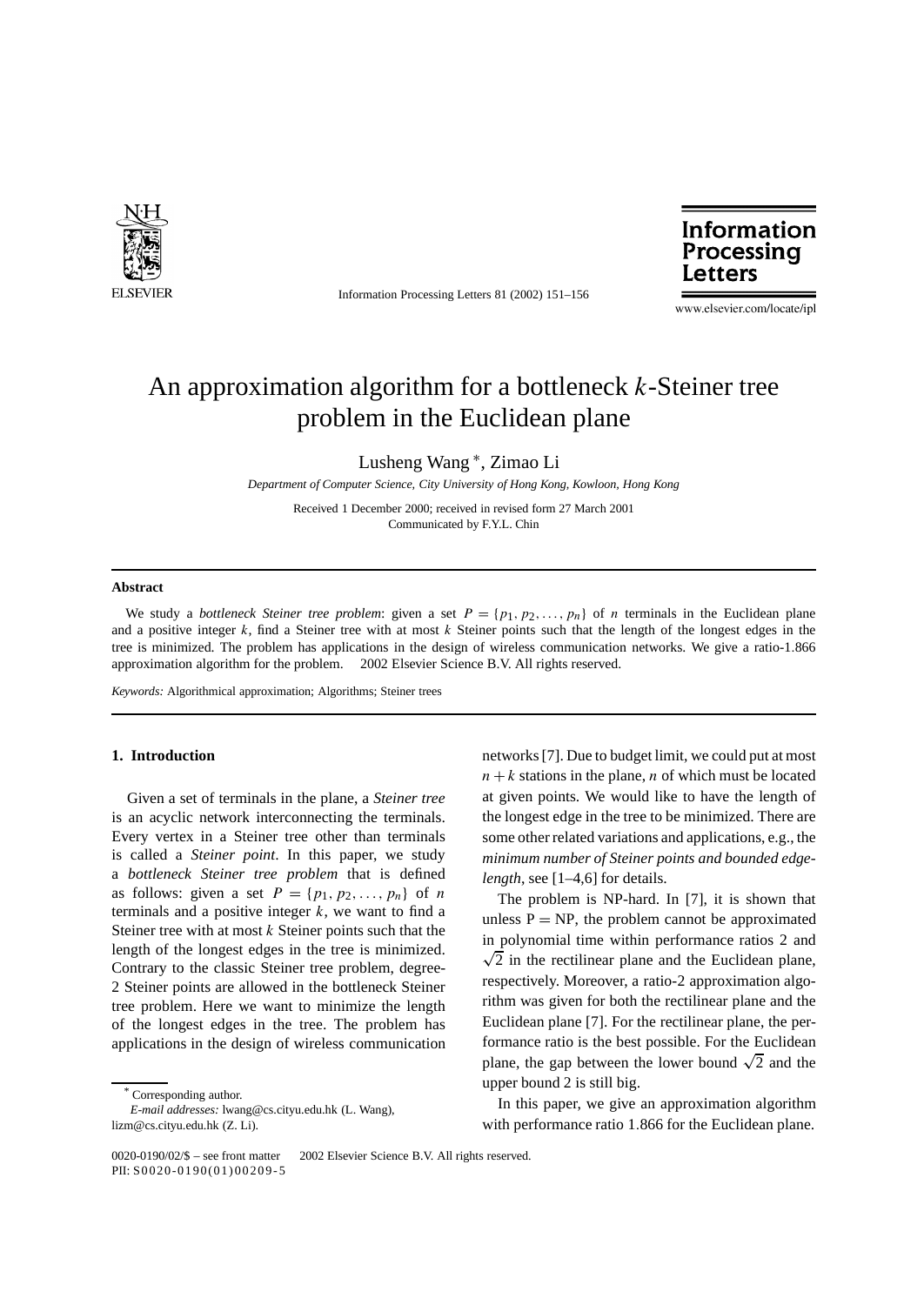# An approximation algorithm for a bottleneck $k$-Steiner tree problem in the Euclidean plane

Lusheng Wang *, Zimao Li

*Department of Computer Science, City University of Hong Kong, Kowloon, Hong Kong*

Received 1 December 2000; received in revised form 27 March 2001
Communicated by F.Y.L. Chin

## Abstract

We study a *bottleneck Steiner tree problem*: given a set $P = \{p_1, p_2, \ldots, p_n\}$ of $n$ terminals in the Euclidean plane and a positive integer $k$, find a Steiner tree with at most $k$ Steiner points such that the length of the longest edges in the tree is minimized. The problem has applications in the design of wireless communication networks. We give a ratio-1.866 approximation algorithm for the problem. © 2002 Elsevier Science B.V. All rights reserved.

*Keywords:* Algorithmical approximation; Algorithms; Steiner trees

## 1. Introduction

Given a set of terminals in the plane, a *Steiner tree* is an acyclic network interconnecting the terminals. Every vertex in a Steiner tree other than terminals is called a *Steiner point*. In this paper, we study a *bottleneck Steiner tree problem* that is defined as follows: given a set $P = \{p_1, p_2, \ldots, p_n\}$ of $n$ terminals and a positive integer $k$, we want to find a Steiner tree with at most $k$ Steiner points such that the length of the longest edges in the tree is minimized. Contrary to the classic Steiner tree problem, degree-2 Steiner points are allowed in the bottleneck Steiner tree problem. Here we want to minimize the length of the longest edges in the tree. The problem has applications in the design of wireless communication networks [7]. Due to budget limit, we could put at most $n + k$ stations in the plane, $n$ of which must be located at given points. We would like to have the length of the longest edge in the tree to be minimized. There are some other related variations and applications, e.g., the *minimum number of Steiner points and bounded edge-length*, see [1–4,6] for details.

The problem is NP-hard. In [7], it is shown that unless P = NP, the problem cannot be approximated in polynomial time within performance ratios 2 and $\sqrt{2}$ in the rectilinear plane and the Euclidean plane, respectively. Moreover, a ratio-2 approximation algorithm was given for both the rectilinear plane and the Euclidean plane [7]. For the rectilinear plane, the performance ratio is the best possible. For the Euclidean plane, the gap between the lower bound $\sqrt{2}$ and the upper bound 2 is still big.

In this paper, we give an approximation algorithm with performance ratio 1.866 for the Euclidean plane.

---

* Corresponding author.
*E-mail addresses:* lwang@cs.cityu.edu.hk (L. Wang), lizm@cs.cityu.edu.hk (Z. Li).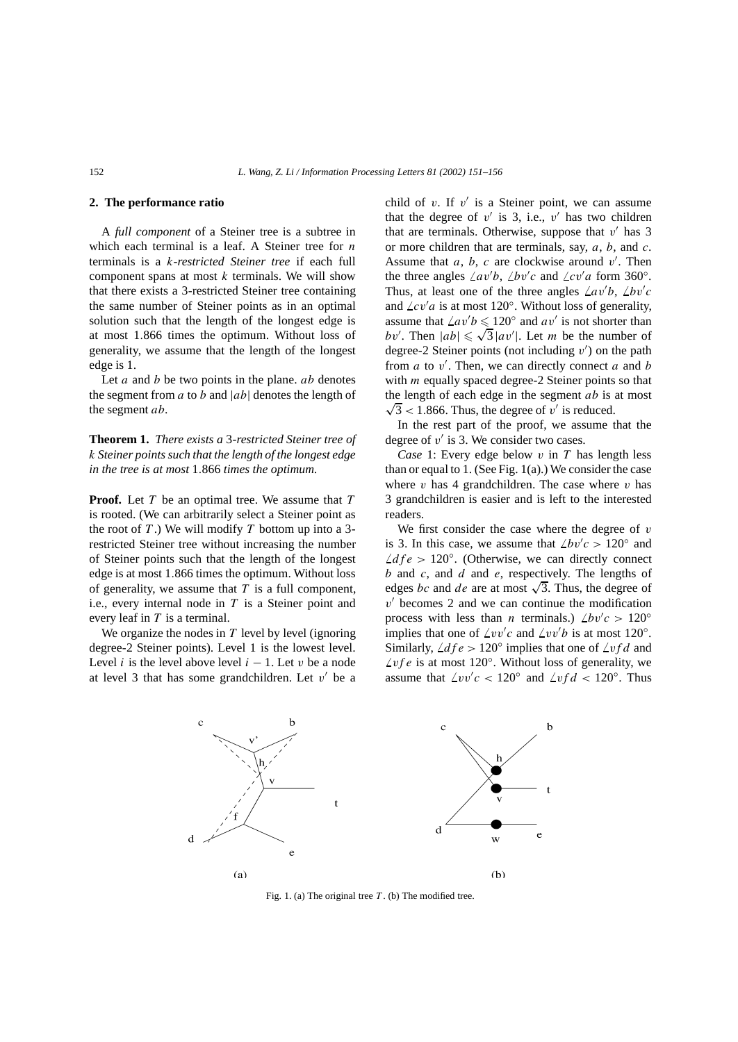## 2. The performance ratio

A *full component* of a Steiner tree is a subtree in which each terminal is a leaf. A Steiner tree for $n$ terminals is a $k$-*restricted Steiner tree* if each full component spans at most $k$ terminals. We will show that there exists a 3-restricted Steiner tree containing the same number of Steiner points as in an optimal solution such that the length of the longest edge is at most 1.866 times the optimum. Without loss of generality, we assume that the length of the longest edge is 1.

Let $a$ and $b$ be two points in the plane. $ab$ denotes the segment from $a$ to $b$ and $|ab|$ denotes the length of the segment $ab$.

**Theorem 1.** *There exists a* 3*-restricted Steiner tree of* $k$ *Steiner points such that the length of the longest edge in the tree is at most* 1.866 *times the optimum.*

**Proof.** Let $T$ be an optimal tree. We assume that $T$ is rooted. (We can arbitrarily select a Steiner point as the root of $T$.) We will modify $T$ bottom up into a 3-restricted Steiner tree without increasing the number of Steiner points such that the length of the longest edge is at most 1.866 times the optimum. Without loss of generality, we assume that $T$ is a full component, i.e., every internal node in $T$ is a Steiner point and every leaf in $T$ is a terminal.

We organize the nodes in $T$ level by level (ignoring degree-2 Steiner points). Level 1 is the lowest level. Level $i$ is the level above level $i-1$. Let $v$ be a node at level 3 that has some grandchildren. Let $v'$ be a child of $v$. If $v'$ is a Steiner point, we can assume that the degree of $v'$ is 3, i.e., $v'$ has two children that are terminals. Otherwise, suppose that $v'$ has 3 or more children that are terminals, say, $a$, $b$, and $c$. Assume that $a$, $b$, $c$ are clockwise around $v'$. Then the three angles $\angle av'b$, $\angle bv'c$ and $\angle cv'a$ form 360°. Thus, at least one of the three angles $\angle av'b$, $\angle bv'c$ and $\angle cv'a$ is at most 120°. Without loss of generality, assume that $\angle av'b \leqslant 120°$ and $av'$ is not shorter than $bv'$. Then $|ab| \leqslant \sqrt{3}|av'|$. Let $m$ be the number of degree-2 Steiner points (not including $v'$) on the path from $a$ to $v'$. Then, we can directly connect $a$ and $b$ with $m$ equally spaced degree-2 Steiner points so that the length of each edge in the segment $ab$ is at most $\sqrt{3} < 1.866$. Thus, the degree of $v'$ is reduced.

In the rest part of the proof, we assume that the degree of $v'$ is 3. We consider two cases.

*Case* 1: Every edge below $v$ in $T$ has length less than or equal to 1. (See Fig. 1(a).) We consider the case where $v$ has 4 grandchildren. The case where $v$ has 3 grandchildren is easier and is left to the interested readers.

We first consider the case where the degree of $v$ is 3. In this case, we assume that $\angle bv'c > 120°$ and $\angle dfe > 120°$. (Otherwise, we can directly connect $b$ and $c$, and $d$ and $e$, respectively. The lengths of edges $bc$ and $de$ are at most $\sqrt{3}$. Thus, the degree of $v'$ becomes 2 and we can continue the modification process with less than $n$ terminals.) $\angle bv'c > 120°$ implies that one of $\angle vv'c$ and $\angle vv'b$ is at most 120°. Similarly, $\angle dfe > 120°$ implies that one of $\angle vfd$ and $\angle vfe$ is at most 120°. Without loss of generality, we assume that $\angle vv'c < 120°$ and $\angle vfd < 120°$. Thus

Fig. 1. (a) The original tree $T$. (b) The modified tree.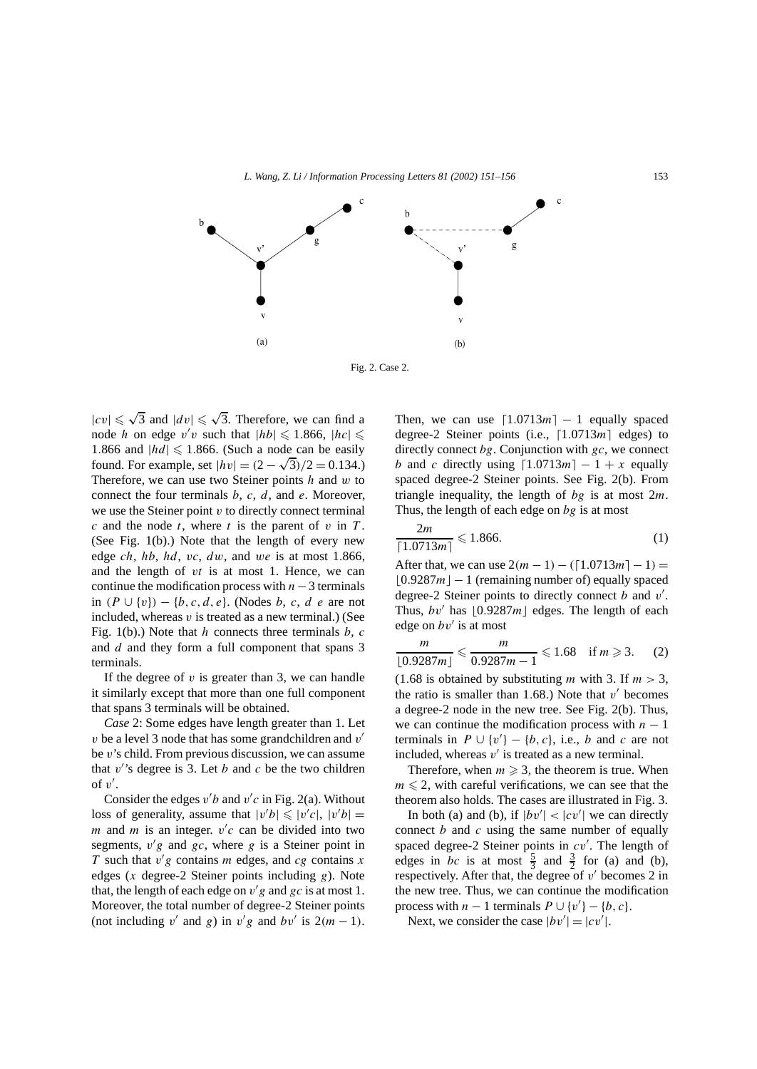Fig. 2. Case 2.

$|cv| \leqslant \sqrt{3}$ and $|dv| \leqslant \sqrt{3}$. Therefore, we can find a node $h$ on edge $v'v$ such that $|hb| \leqslant 1.866$, $|hc| \leqslant 1.866$ and $|hd| \leqslant 1.866$. (Such a node can be easily found. For example, set $|hv| = (2-\sqrt{3})/2 = 0.134$.) Therefore, we can use two Steiner points $h$ and $w$ to connect the four terminals $b$, $c$, $d$, and $e$. Moreover, we use the Steiner point $v$ to directly connect terminal $c$ and the node $t$, where $t$ is the parent of $v$ in $T$. (See Fig. 1(b).) Note that the length of every new edge $ch$, $hb$, $hd$, $vc$, $dw$, and $we$ is at most 1.866, and the length of $vt$ is at most 1. Hence, we can continue the modification process with $n-3$ terminals in $(P \cup \{v\}) - \{b, c, d, e\}$. (Nodes $b$, $c$, $d$ $e$ are not included, whereas $v$ is treated as a new terminal.) (See Fig. 1(b).) Note that $h$ connects three terminals $b$, $c$ and $d$ and they form a full component that spans 3 terminals.

If the degree of $v$ is greater than 3, we can handle it similarly except that more than one full component that spans 3 terminals will be obtained.

*Case* 2: Some edges have length greater than 1. Let $v$ be a level 3 node that has some grandchildren and $v'$ be $v$'s child. From previous discussion, we can assume that $v'$'s degree is 3. Let $b$ and $c$ be the two children of $v'$.

Consider the edges $v'b$ and $v'c$ in Fig. 2(a). Without loss of generality, assume that $|v'b| \leqslant |v'c|$, $|v'b| = m$ and $m$ is an integer. $v'c$ can be divided into two segments, $v'g$ and $gc$, where $g$ is a Steiner point in $T$ such that $v'g$ contains $m$ edges, and $cg$ contains $x$ edges ($x$ degree-2 Steiner points including $g$). Note that, the length of each edge on $v'g$ and $gc$ is at most 1. Moreover, the total number of degree-2 Steiner points (not including $v'$ and $g$) in $v'g$ and $bv'$ is $2(m-1)$. Then, we can use $\lceil 1.0713m \rceil - 1$ equally spaced degree-2 Steiner points (i.e., $\lceil 1.0713m \rceil$ edges) to directly connect $bg$. Conjunction with $gc$, we connect $b$ and $c$ directly using $\lceil 1.0713m \rceil - 1 + x$ equally spaced degree-2 Steiner points. See Fig. 2(b). From triangle inequality, the length of $bg$ is at most $2m$. Thus, the length of each edge on $bg$ is at most

$$\frac{2m}{\lceil 1.0713m \rceil} \leqslant 1.866. \tag{1}$$

After that, we can use $2(m-1) - (\lceil 1.0713m \rceil - 1) = \lfloor 0.9287m \rfloor - 1$ (remaining number of) equally spaced degree-2 Steiner points to directly connect $b$ and $v'$. Thus, $bv'$ has $\lfloor 0.9287m \rfloor$ edges. The length of each edge on $bv'$ is at most

$$\frac{m}{\lfloor 0.9287m \rfloor} \leqslant \frac{m}{0.9287m - 1} \leqslant 1.68 \quad \text{if } m \geqslant 3. \tag{2}$$

(1.68 is obtained by substituting $m$ with 3. If $m > 3$, the ratio is smaller than 1.68.) Note that $v'$ becomes a degree-2 node in the new tree. See Fig. 2(b). Thus, we can continue the modification process with $n-1$ terminals in $P \cup \{v'\} - \{b, c\}$, i.e., $b$ and $c$ are not included, whereas $v'$ is treated as a new terminal.

Therefore, when $m \geqslant 3$, the theorem is true. When $m \leqslant 2$, with careful verifications, we can see that the theorem also holds. The cases are illustrated in Fig. 3.

In both (a) and (b), if $|bv'| < |cv'|$ we can directly connect $b$ and $c$ using the same number of equally spaced degree-2 Steiner points in $cv'$. The length of edges in $bc$ is at most $\frac{5}{3}$ and $\frac{3}{2}$ for (a) and (b), respectively. After that, the degree of $v'$ becomes 2 in the new tree. Thus, we can continue the modification process with $n-1$ terminals $P \cup \{v'\} - \{b, c\}$.

Next, we consider the case $|bv'| = |cv'|$.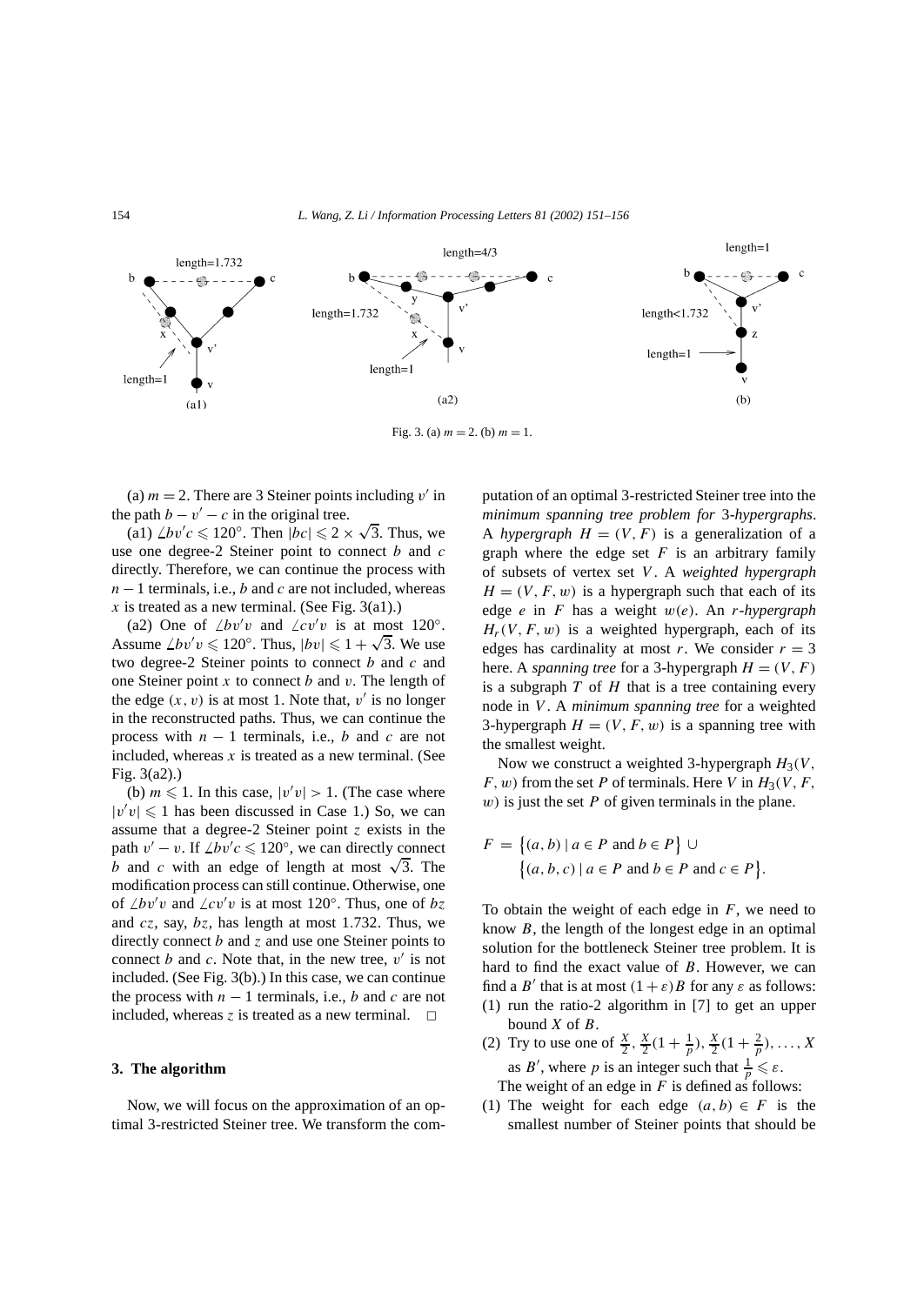Fig. 3. (a) $m = 2$. (b) $m = 1$.

(a) $m = 2$. There are 3 Steiner points including $v'$ in the path $b - v' - c$ in the original tree.

(a1) $\angle bv'c \leqslant 120°$. Then $|bc| \leqslant 2 \times \sqrt{3}$. Thus, we use one degree-2 Steiner point to connect $b$ and $c$ directly. Therefore, we can continue the process with $n - 1$ terminals, i.e., $b$ and $c$ are not included, whereas $x$ is treated as a new terminal. (See Fig. 3(a1).)

(a2) One of $\angle bv'v$ and $\angle cv'v$ is at most 120°. Assume $\angle bv'v \leqslant 120°$. Thus, $|bv| \leqslant 1 + \sqrt{3}$. We use two degree-2 Steiner points to connect $b$ and $c$ and one Steiner point $x$ to connect $b$ and $v$. The length of the edge $(x, v)$ is at most 1. Note that, $v'$ is no longer in the reconstructed paths. Thus, we can continue the process with $n - 1$ terminals, i.e., $b$ and $c$ are not included, whereas $x$ is treated as a new terminal. (See Fig. 3(a2).)

(b) $m \leqslant 1$. In this case, $|v'v| > 1$. (The case where $|v'v| \leqslant 1$ has been discussed in Case 1.) So, we can assume that a degree-2 Steiner point $z$ exists in the path $v' - v$. If $\angle bv'c \leqslant 120°$, we can directly connect $b$ and $c$ with an edge of length at most $\sqrt{3}$. The modification process can still continue. Otherwise, one of $\angle bv'v$ and $\angle cv'v$ is at most 120°. Thus, one of $bz$ and $cz$, say, $bz$, has length at most 1.732. Thus, we directly connect $b$ and $z$ and use one Steiner points to connect $b$ and $c$. Note that, in the new tree, $v'$ is not included. (See Fig. 3(b).) In this case, we can continue the process with $n - 1$ terminals, i.e., $b$ and $c$ are not included, whereas $z$ is treated as a new terminal. □

## 3. The algorithm

Now, we will focus on the approximation of an optimal 3-restricted Steiner tree. We transform the computation of an optimal 3-restricted Steiner tree into the *minimum spanning tree problem for* 3*-hypergraphs*. A *hypergraph* $H = (V, F)$ is a generalization of a graph where the edge set $F$ is an arbitrary family of subsets of vertex set $V$. A *weighted hypergraph* $H = (V, F, w)$ is a hypergraph such that each of its edge $e$ in $F$ has a weight $w(e)$. An $r$*-hypergraph* $H_r(V, F, w)$ is a weighted hypergraph, each of its edges has cardinality at most $r$. We consider $r = 3$ here. A *spanning tree* for a 3-hypergraph $H = (V, F)$ is a subgraph $T$ of $H$ that is a tree containing every node in $V$. A *minimum spanning tree* for a weighted 3-hypergraph $H = (V, F, w)$ is a spanning tree with the smallest weight.

Now we construct a weighted 3-hypergraph $H_3(V, F, w)$ from the set $P$ of terminals. Here $V$ in $H_3(V, F, w)$ is just the set $P$ of given terminals in the plane.

$$F = \{(a, b) \mid a \in P \text{ and } b \in P\} \cup \{(a, b, c) \mid a \in P \text{ and } b \in P \text{ and } c \in P\}.$$

To obtain the weight of each edge in $F$, we need to know $B$, the length of the longest edge in an optimal solution for the bottleneck Steiner tree problem. It is hard to find the exact value of $B$. However, we can find a $B'$ that is at most $(1 + \varepsilon)B$ for any $\varepsilon$ as follows:

(1) run the ratio-2 algorithm in [7] to get an upper bound $X$ of $B$.
(2) Try to use one of $\frac{X}{2}, \frac{X}{2}(1 + \frac{1}{p}), \frac{X}{2}(1 + \frac{2}{p}), \ldots, X$ as $B'$, where $p$ is an integer such that $\frac{1}{p} \leqslant \varepsilon$.

The weight of an edge in $F$ is defined as follows:

(1) The weight for each edge $(a, b) \in F$ is the smallest number of Steiner points that should be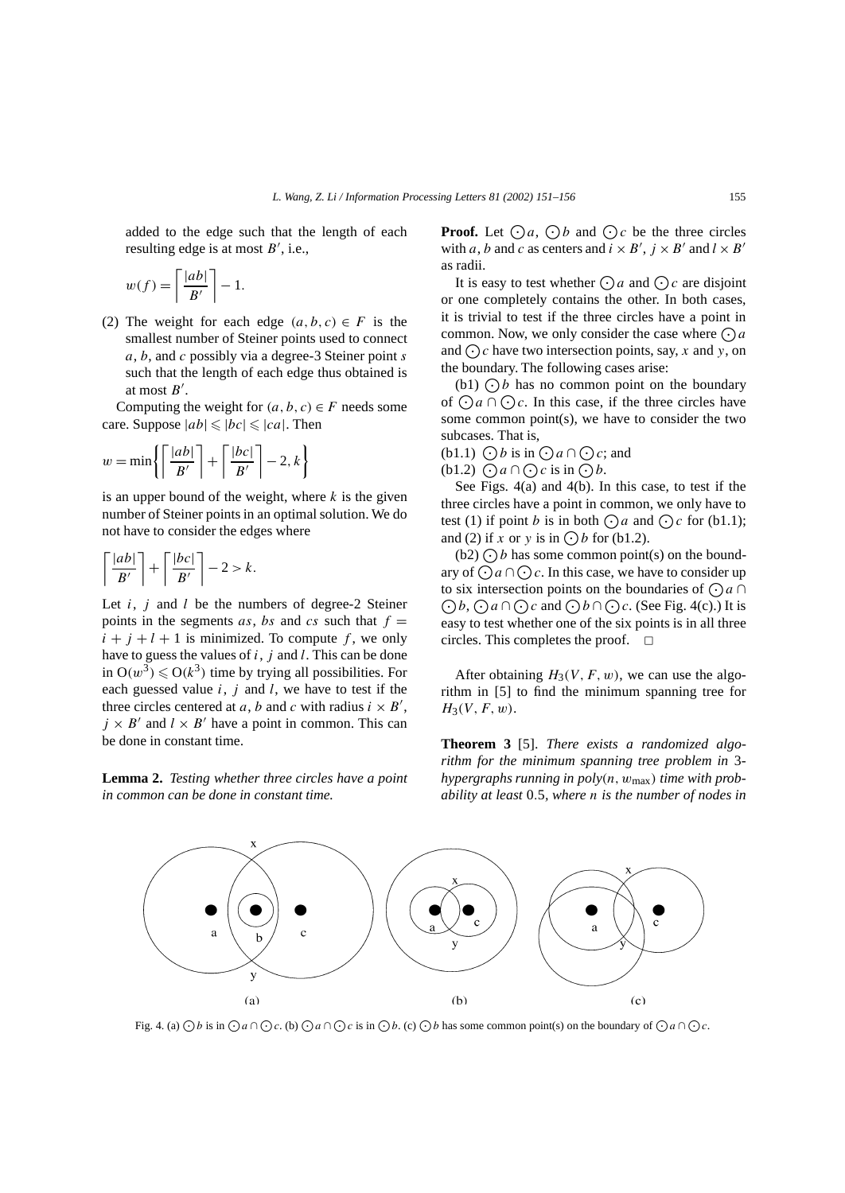added to the edge such that the length of each resulting edge is at most $B'$, i.e.,

$$w(f) = \left\lceil \frac{|ab|}{B'} \right\rceil - 1.$$

(2) The weight for each edge $(a, b, c) \in F$ is the smallest number of Steiner points used to connect $a$, $b$, and $c$ possibly via a degree-3 Steiner point $s$ such that the length of each edge thus obtained is at most $B'$.

Computing the weight for $(a, b, c) \in F$ needs some care. Suppose $|ab| \leqslant |bc| \leqslant |ca|$. Then

$$w = \min\left\{ \left\lceil \frac{|ab|}{B'} \right\rceil + \left\lceil \frac{|bc|}{B'} \right\rceil - 2, k \right\}$$

is an upper bound of the weight, where $k$ is the given number of Steiner points in an optimal solution. We do not have to consider the edges where

$$\left\lceil \frac{|ab|}{B'} \right\rceil + \left\lceil \frac{|bc|}{B'} \right\rceil - 2 > k.$$

Let $i$, $j$ and $l$ be the numbers of degree-2 Steiner points in the segments $as$, $bs$ and $cs$ such that $f = i + j + l + 1$ is minimized. To compute $f$, we only have to guess the values of $i$, $j$ and $l$. This can be done in $O(w^3) \leqslant O(k^3)$ time by trying all possibilities. For each guessed value $i$, $j$ and $l$, we have to test if the three circles centered at $a$, $b$ and $c$ with radius $i \times B'$, $j \times B'$ and $l \times B'$ have a point in common. This can be done in constant time.

**Lemma 2.** *Testing whether three circles have a point in common can be done in constant time.*

**Proof.** Let $\odot a$, $\odot b$ and $\odot c$ be the three circles with $a$, $b$ and $c$ as centers and $i \times B'$, $j \times B'$ and $l \times B'$ as radii.

It is easy to test whether $\odot a$ and $\odot c$ are disjoint or one completely contains the other. In both cases, it is trivial to test if the three circles have a point in common. Now, we only consider the case where $\odot a$ and $\odot c$ have two intersection points, say, $x$ and $y$, on the boundary. The following cases arise:

(b1) $\odot b$ has no common point on the boundary of $\odot a \cap \odot c$. In this case, if the three circles have some common point(s), we have to consider the two subcases. That is,

(b1.1) $\odot b$ is in $\odot a \cap \odot c$; and

(b1.2) $\odot a \cap \odot c$ is in $\odot b$.

See Figs. 4(a) and 4(b). In this case, to test if the three circles have a point in common, we only have to test (1) if point $b$ is in both $\odot a$ and $\odot c$ for (b1.1); and (2) if $x$ or $y$ is in $\odot b$ for (b1.2).

(b2) $\odot b$ has some common point(s) on the boundary of $\odot a \cap \odot c$. In this case, we have to consider up to six intersection points on the boundaries of $\odot a \cap \odot b$, $\odot a \cap \odot c$ and $\odot b \cap \odot c$. (See Fig. 4(c).) It is easy to test whether one of the six points is in all three circles. This completes the proof. □

After obtaining $H_3(V, F, w)$, we can use the algorithm in [5] to find the minimum spanning tree for $H_3(V, F, w)$.

**Theorem 3** [5]. *There exists a randomized algorithm for the minimum spanning tree problem in 3-hypergraphs running in poly$(n, w_{\max})$ time with probability at least 0.5, where $n$ is the number of nodes in*

Fig. 4. (a) $\odot b$ is in $\odot a \cap \odot c$. (b) $\odot a \cap \odot c$ is in $\odot b$. (c) $\odot b$ has some common point(s) on the boundary of $\odot a \cap \odot c$.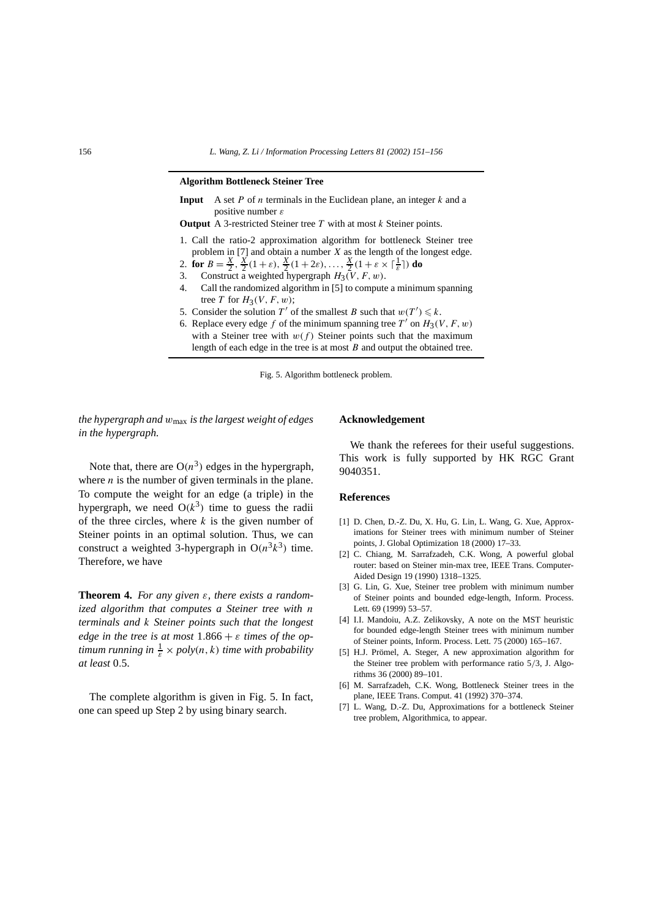**Algorithm Bottleneck Steiner Tree**

**Input** A set $P$ of $n$ terminals in the Euclidean plane, an integer $k$ and a positive number $\varepsilon$

**Output** A 3-restricted Steiner tree $T$ with at most $k$ Steiner points.

1. Call the ratio-2 approximation algorithm for bottleneck Steiner tree problem in [7] and obtain a number $X$ as the length of the longest edge.
2. **for** $B = \frac{X}{2}, \frac{X}{2}(1+\varepsilon), \frac{X}{2}(1+2\varepsilon), \ldots, \frac{X}{2}(1+\varepsilon \times \lceil \frac{1}{\varepsilon} \rceil)$ **do**
3. Construct a weighted hypergraph $H_3(V, F, w)$.
4. Call the randomized algorithm in [5] to compute a minimum spanning tree $T$ for $H_3(V, F, w)$;
5. Consider the solution $T'$ of the smallest $B$ such that $w(T') \leqslant k$.
6. Replace every edge $f$ of the minimum spanning tree $T'$ on $H_3(V, F, w)$ with a Steiner tree with $w(f)$ Steiner points such that the maximum length of each edge in the tree is at most $B$ and output the obtained tree.

Fig. 5. Algorithm bottleneck problem.

*the hypergraph and $w_{\max}$ is the largest weight of edges in the hypergraph.*

Note that, there are $O(n^3)$ edges in the hypergraph, where $n$ is the number of given terminals in the plane. To compute the weight for an edge (a triple) in the hypergraph, we need $O(k^3)$ time to guess the radii of the three circles, where $k$ is the given number of Steiner points in an optimal solution. Thus, we can construct a weighted 3-hypergraph in $O(n^3k^3)$ time. Therefore, we have

**Theorem 4.** *For any given $\varepsilon$, there exists a randomized algorithm that computes a Steiner tree with $n$ terminals and $k$ Steiner points such that the longest edge in the tree is at most $1.866 + \varepsilon$ times of the optimum running in $\frac{1}{\varepsilon} \times poly(n, k)$ time with probability at least* 0.5.

The complete algorithm is given in Fig. 5. In fact, one can speed up Step 2 by using binary search.

## Acknowledgement

We thank the referees for their useful suggestions. This work is fully supported by HK RGC Grant 9040351.

## References

[1] D. Chen, D.-Z. Du, X. Hu, G. Lin, L. Wang, G. Xue, Approximations for Steiner trees with minimum number of Steiner points, J. Global Optimization 18 (2000) 17–33.

[2] C. Chiang, M. Sarrafzadeh, C.K. Wong, A powerful global router: based on Steiner min-max tree, IEEE Trans. Computer-Aided Design 19 (1990) 1318–1325.

[3] G. Lin, G. Xue, Steiner tree problem with minimum number of Steiner points and bounded edge-length, Inform. Process. Lett. 69 (1999) 53–57.

[4] I.I. Mandoiu, A.Z. Zelikovsky, A note on the MST heuristic for bounded edge-length Steiner trees with minimum number of Steiner points, Inform. Process. Lett. 75 (2000) 165–167.

[5] H.J. Prömel, A. Steger, A new approximation algorithm for the Steiner tree problem with performance ratio 5/3, J. Algorithms 36 (2000) 89–101.

[6] M. Sarrafzadeh, C.K. Wong, Bottleneck Steiner trees in the plane, IEEE Trans. Comput. 41 (1992) 370–374.

[7] L. Wang, D.-Z. Du, Approximations for a bottleneck Steiner tree problem, Algorithmica, to appear.